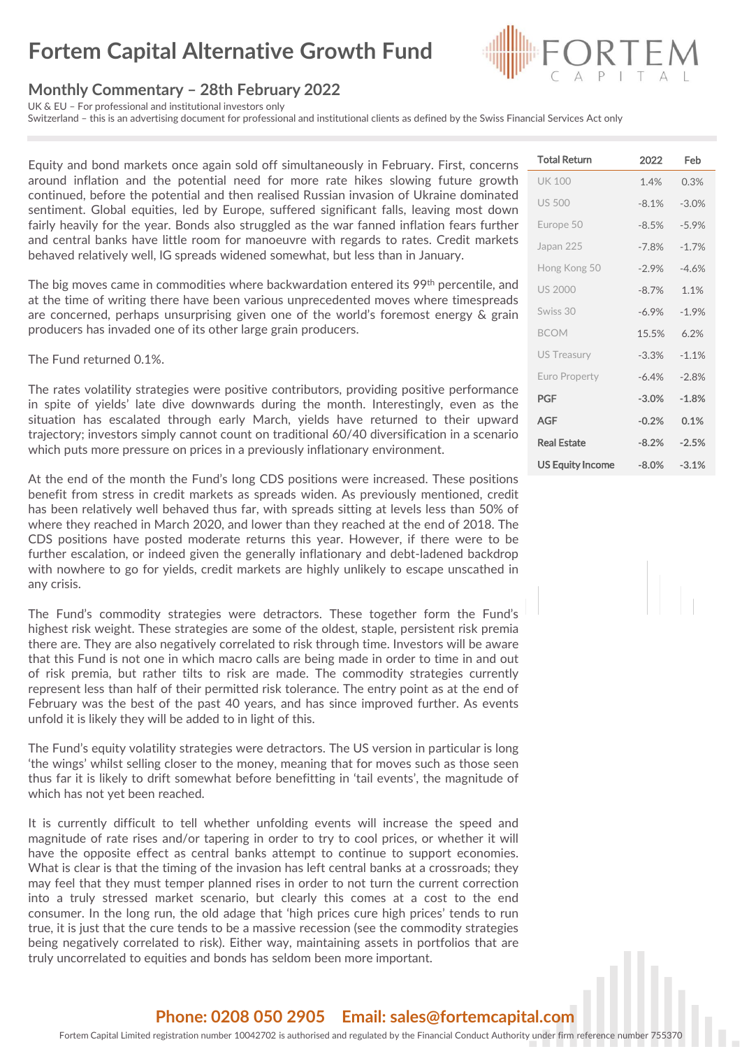# Fortem Capital Alternative Growth Fund

## Monthly Commentary – 28th February 2022

UK & EU – For professional and institutional investors only
Switzerland – this is an advertising document for professional and institutional clients as defined by the Swiss Financial Services Act only

| Total Return | 2022 | Feb |
|---|---|---|
| UK 100 | 1.4% | 0.3% |
| US 500 | -8.1% | -3.0% |
| Europe 50 | -8.5% | -5.9% |
| Japan 225 | -7.8% | -1.7% |
| Hong Kong 50 | -2.9% | -4.6% |
| US 2000 | -8.7% | 1.1% |
| Swiss 30 | -6.9% | -1.9% |
| BCOM | 15.5% | 6.2% |
| US Treasury | -3.3% | -1.1% |
| Euro Property | -6.4% | -2.8% |
| **PGF** | **-3.0%** | **-1.8%** |
| **AGF** | **-0.2%** | **0.1%** |
| **Real Estate** | **-8.2%** | **-2.5%** |
| **US Equity Income** | **-8.0%** | **-3.1%** |

Equity and bond markets once again sold off simultaneously in February. First, concerns around inflation and the potential need for more rate hikes slowing future growth continued, before the potential and then realised Russian invasion of Ukraine dominated sentiment. Global equities, led by Europe, suffered significant falls, leaving most down fairly heavily for the year. Bonds also struggled as the war fanned inflation fears further and central banks have little room for manoeuvre with regards to rates. Credit markets behaved relatively well, IG spreads widened somewhat, but less than in January.

The big moves came in commodities where backwardation entered its 99th percentile, and at the time of writing there have been various unprecedented moves where timespreads are concerned, perhaps unsurprising given one of the world's foremost energy & grain producers has invaded one of its other large grain producers.

The Fund returned 0.1%.

The rates volatility strategies were positive contributors, providing positive performance in spite of yields' late dive downwards during the month. Interestingly, even as the situation has escalated through early March, yields have returned to their upward trajectory; investors simply cannot count on traditional 60/40 diversification in a scenario which puts more pressure on prices in a previously inflationary environment.

At the end of the month the Fund's long CDS positions were increased. These positions benefit from stress in credit markets as spreads widen. As previously mentioned, credit has been relatively well behaved thus far, with spreads sitting at levels less than 50% of where they reached in March 2020, and lower than they reached at the end of 2018. The CDS positions have posted moderate returns this year. However, if there were to be further escalation, or indeed given the generally inflationary and debt-ladened backdrop with nowhere to go for yields, credit markets are highly unlikely to escape unscathed in any crisis.

The Fund's commodity strategies were detractors. These together form the Fund's highest risk weight. These strategies are some of the oldest, staple, persistent risk premia there are. They are also negatively correlated to risk through time. Investors will be aware that this Fund is not one in which macro calls are being made in order to time in and out of risk premia, but rather tilts to risk are made. The commodity strategies currently represent less than half of their permitted risk tolerance. The entry point as at the end of February was the best of the past 40 years, and has since improved further. As events unfold it is likely they will be added to in light of this.

The Fund's equity volatility strategies were detractors. The US version in particular is long 'the wings' whilst selling closer to the money, meaning that for moves such as those seen thus far it is likely to drift somewhat before benefitting in 'tail events', the magnitude of which has not yet been reached.

It is currently difficult to tell whether unfolding events will increase the speed and magnitude of rate rises and/or tapering in order to try to cool prices, or whether it will have the opposite effect as central banks attempt to continue to support economies. What is clear is that the timing of the invasion has left central banks at a crossroads; they may feel that they must temper planned rises in order to not turn the current correction into a truly stressed market scenario, but clearly this comes at a cost to the end consumer. In the long run, the old adage that 'high prices cure high prices' tends to run true, it is just that the cure tends to be a massive recession (see the commodity strategies being negatively correlated to risk). Either way, maintaining assets in portfolios that are truly uncorrelated to equities and bonds has seldom been more important.

**Phone: 0208 050 2905  Email: sales@fortemcapital.com**

Fortem Capital Limited registration number 10042702 is authorised and regulated by the Financial Conduct Authority under firm reference number 755370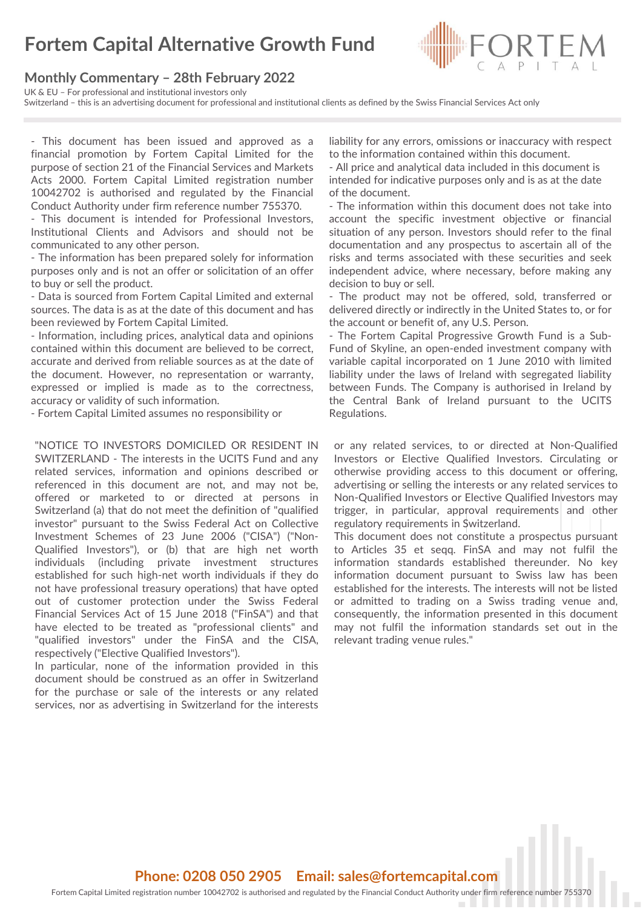# Fortem Capital Alternative Growth Fund

## Monthly Commentary – 28th February 2022

UK & EU – For professional and institutional investors only
Switzerland – this is an advertising document for professional and institutional clients as defined by the Swiss Financial Services Act only

- This document has been issued and approved as a financial promotion by Fortem Capital Limited for the purpose of section 21 of the Financial Services and Markets Acts 2000. Fortem Capital Limited registration number 10042702 is authorised and regulated by the Financial Conduct Authority under firm reference number 755370.
- This document is intended for Professional Investors, Institutional Clients and Advisors and should not be communicated to any other person.
- The information has been prepared solely for information purposes only and is not an offer or solicitation of an offer to buy or sell the product.
- Data is sourced from Fortem Capital Limited and external sources. The data is as at the date of this document and has been reviewed by Fortem Capital Limited.
- Information, including prices, analytical data and opinions contained within this document are believed to be correct, accurate and derived from reliable sources as at the date of the document. However, no representation or warranty, expressed or implied is made as to the correctness, accuracy or validity of such information.
- Fortem Capital Limited assumes no responsibility or liability for any errors, omissions or inaccuracy with respect to the information contained within this document.
- All price and analytical data included in this document is intended for indicative purposes only and is as at the date of the document.
- The information within this document does not take into account the specific investment objective or financial situation of any person. Investors should refer to the final documentation and any prospectus to ascertain all of the risks and terms associated with these securities and seek independent advice, where necessary, before making any decision to buy or sell.
- The product may not be offered, sold, transferred or delivered directly or indirectly in the United States to, or for the account or benefit of, any U.S. Person.
- The Fortem Capital Progressive Growth Fund is a Sub-Fund of Skyline, an open-ended investment company with variable capital incorporated on 1 June 2010 with limited liability under the laws of Ireland with segregated liability between Funds. The Company is authorised in Ireland by the Central Bank of Ireland pursuant to the UCITS Regulations.

"NOTICE TO INVESTORS DOMICILED OR RESIDENT IN SWITZERLAND - The interests in the UCITS Fund and any related services, information and opinions described or referenced in this document are not, and may not be, offered or marketed to or directed at persons in Switzerland (a) that do not meet the definition of "qualified investor" pursuant to the Swiss Federal Act on Collective Investment Schemes of 23 June 2006 ("CISA") ("Non-Qualified Investors"), or (b) that are high net worth individuals (including private investment structures established for such high-net worth individuals if they do not have professional treasury operations) that have opted out of customer protection under the Swiss Federal Financial Services Act of 15 June 2018 ("FinSA") and that have elected to be treated as "professional clients" and "qualified investors" under the FinSA and the CISA, respectively ("Elective Qualified Investors").

In particular, none of the information provided in this document should be construed as an offer in Switzerland for the purchase or sale of the interests or any related services, nor as advertising in Switzerland for the interests or any related services, to or directed at Non-Qualified Investors or Elective Qualified Investors. Circulating or otherwise providing access to this document or offering, advertising or selling the interests or any related services to Non-Qualified Investors or Elective Qualified Investors may trigger, in particular, approval requirements and other regulatory requirements in Switzerland.

This document does not constitute a prospectus pursuant to Articles 35 et seqq. FinSA and may not fulfil the information standards established thereunder. No key information document pursuant to Swiss law has been established for the interests. The interests will not be listed or admitted to trading on a Swiss trading venue and, consequently, the information presented in this document may not fulfil the information standards set out in the relevant trading venue rules."

**Phone: 0208 050 2905 Email: sales@fortemcapital.com**

Fortem Capital Limited registration number 10042702 is authorised and regulated by the Financial Conduct Authority under firm reference number 755370